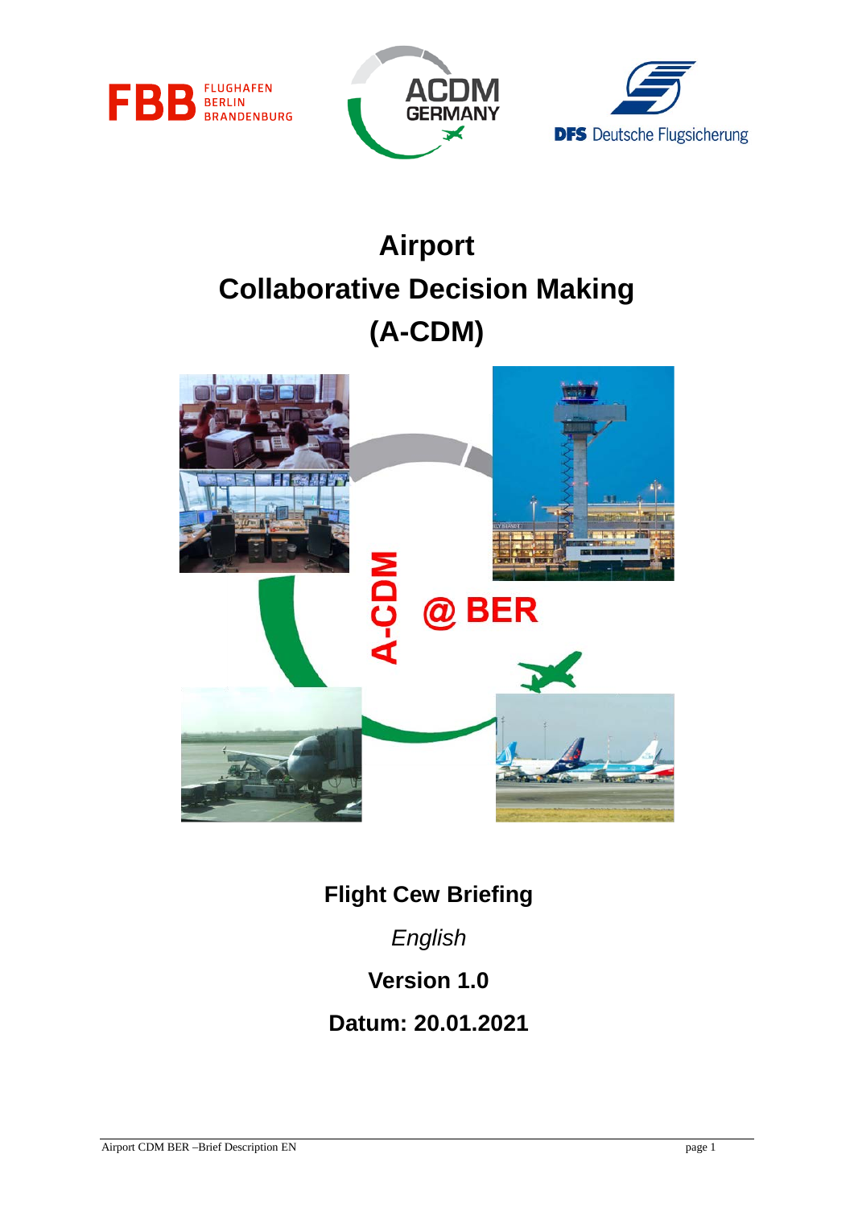# Airport Collaborative Decision Making (A-CDM)

A-CDM @ BER

**Flight Cew Briefing**

*English*

**Version 1.0**

**Datum: 20.01.2021**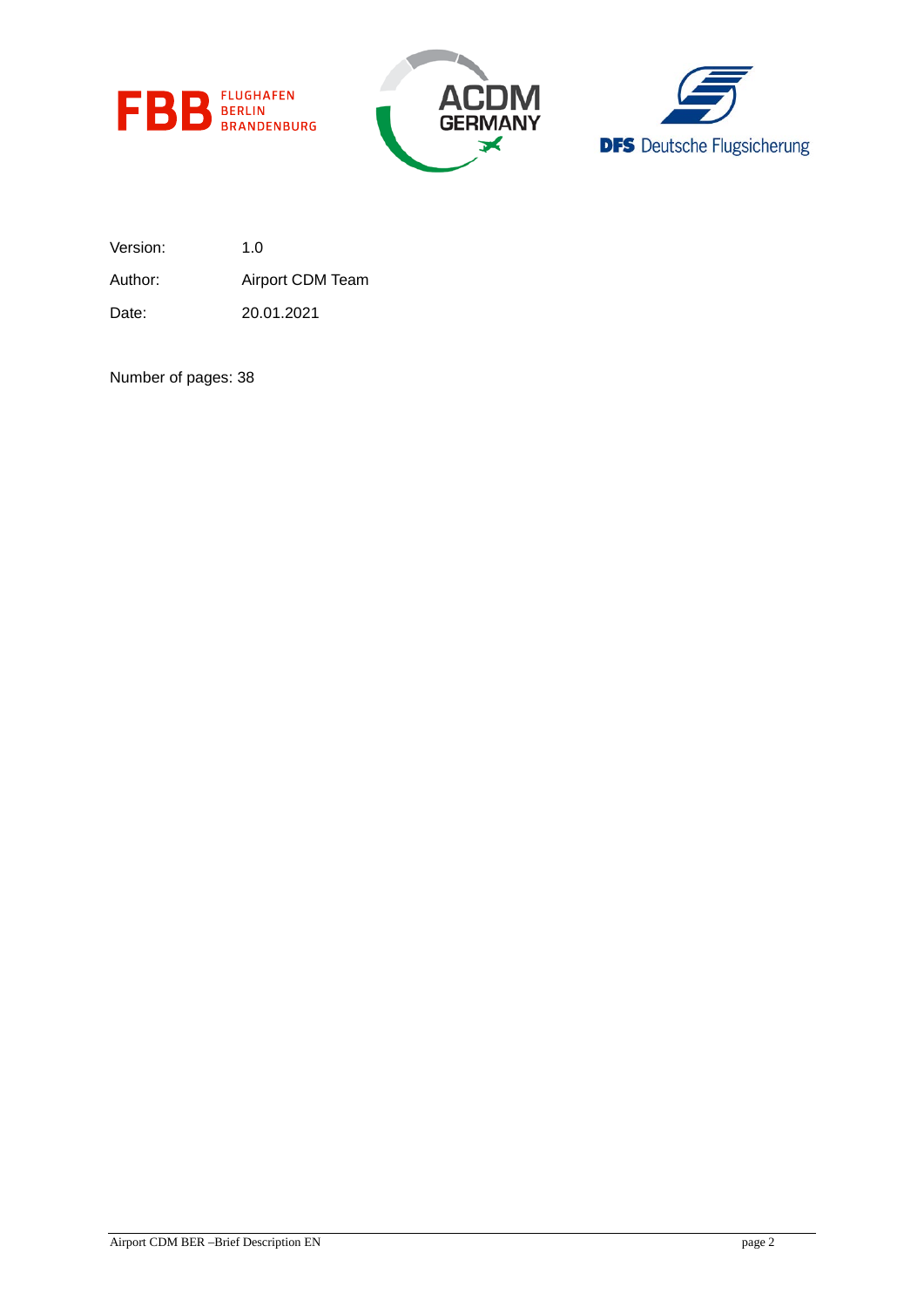| | |
|---|---|
| Version: | 1.0 |
| Author: | Airport CDM Team |
| Date: | 20.01.2021 |

Number of pages: 38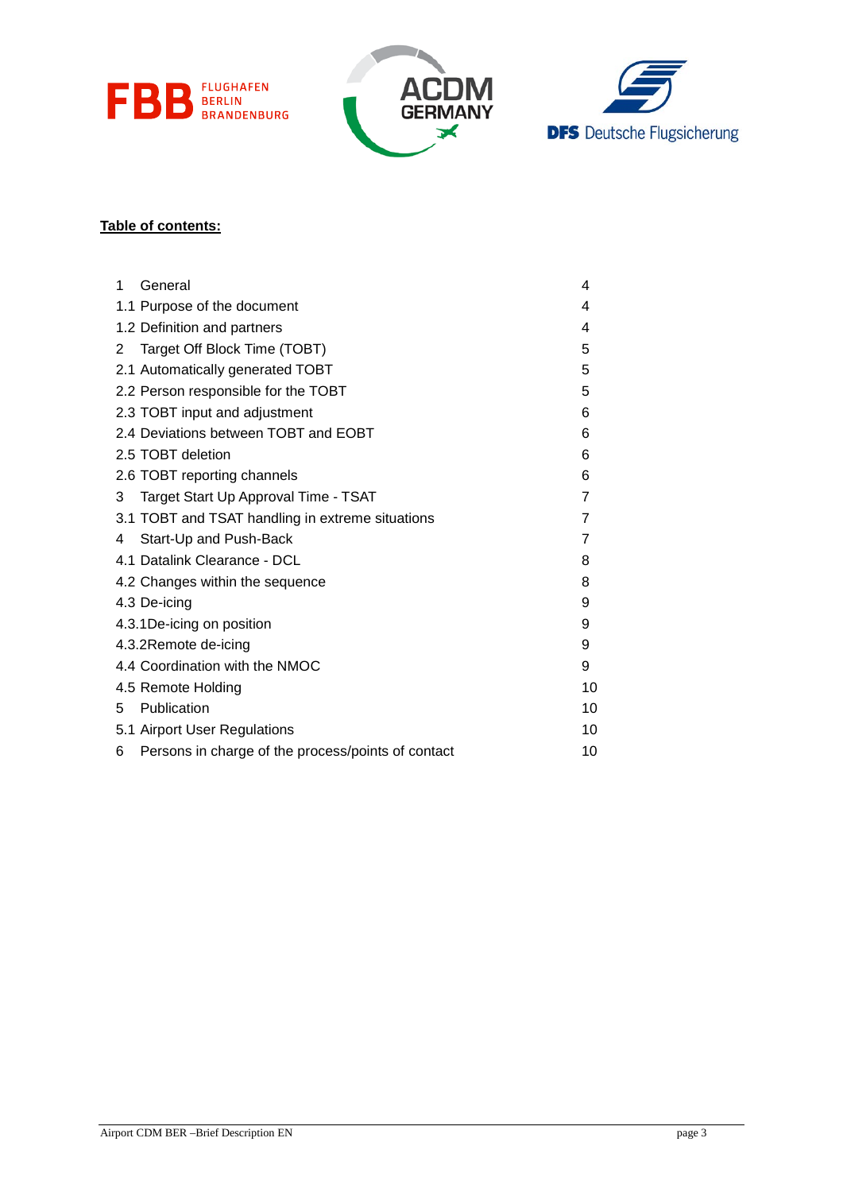**Table of contents:**

| | |
|---|---|
| 1 General | 4 |
| 1.1 Purpose of the document | 4 |
| 1.2 Definition and partners | 4 |
| 2 Target Off Block Time (TOBT) | 5 |
| 2.1 Automatically generated TOBT | 5 |
| 2.2 Person responsible for the TOBT | 5 |
| 2.3 TOBT input and adjustment | 6 |
| 2.4 Deviations between TOBT and EOBT | 6 |
| 2.5 TOBT deletion | 6 |
| 2.6 TOBT reporting channels | 6 |
| 3 Target Start Up Approval Time - TSAT | 7 |
| 3.1 TOBT and TSAT handling in extreme situations | 7 |
| 4 Start-Up and Push-Back | 7 |
| 4.1 Datalink Clearance - DCL | 8 |
| 4.2 Changes within the sequence | 8 |
| 4.3 De-icing | 9 |
| 4.3.1De-icing on position | 9 |
| 4.3.2Remote de-icing | 9 |
| 4.4 Coordination with the NMOC | 9 |
| 4.5 Remote Holding | 10 |
| 5 Publication | 10 |
| 5.1 Airport User Regulations | 10 |
| 6 Persons in charge of the process/points of contact | 10 |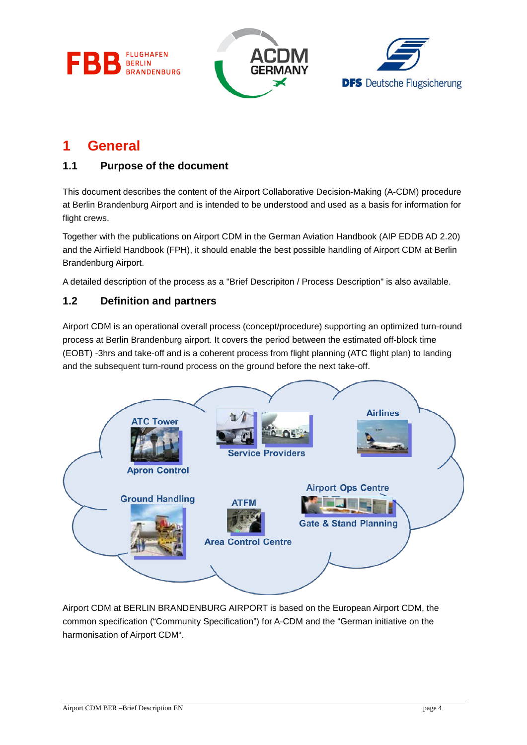# 1 General

## 1.1 Purpose of the document

This document describes the content of the Airport Collaborative Decision-Making (A-CDM) procedure at Berlin Brandenburg Airport and is intended to be understood and used as a basis for information for flight crews.

Together with the publications on Airport CDM in the German Aviation Handbook (AIP EDDB AD 2.20) and the Airfield Handbook (FPH), it should enable the best possible handling of Airport CDM at Berlin Brandenburg Airport.

A detailed description of the process as a "Brief Descripiton / Process Description" is also available.

## 1.2 Definition and partners

Airport CDM is an operational overall process (concept/procedure) supporting an optimized turn-round process at Berlin Brandenburg airport. It covers the period between the estimated off-block time (EOBT) -3hrs and take-off and is a coherent process from flight planning (ATC flight plan) to landing and the subsequent turn-round process on the ground before the next take-off.

ATC Tower

Apron Control

Service Providers

Airlines

Airport Ops Centre

Gate & Stand Planning

Ground Handling

ATFM

Area Control Centre

Airport CDM at BERLIN BRANDENBURG AIRPORT is based on the European Airport CDM, the common specification ("Community Specification") for A-CDM and the "German initiative on the harmonisation of Airport CDM".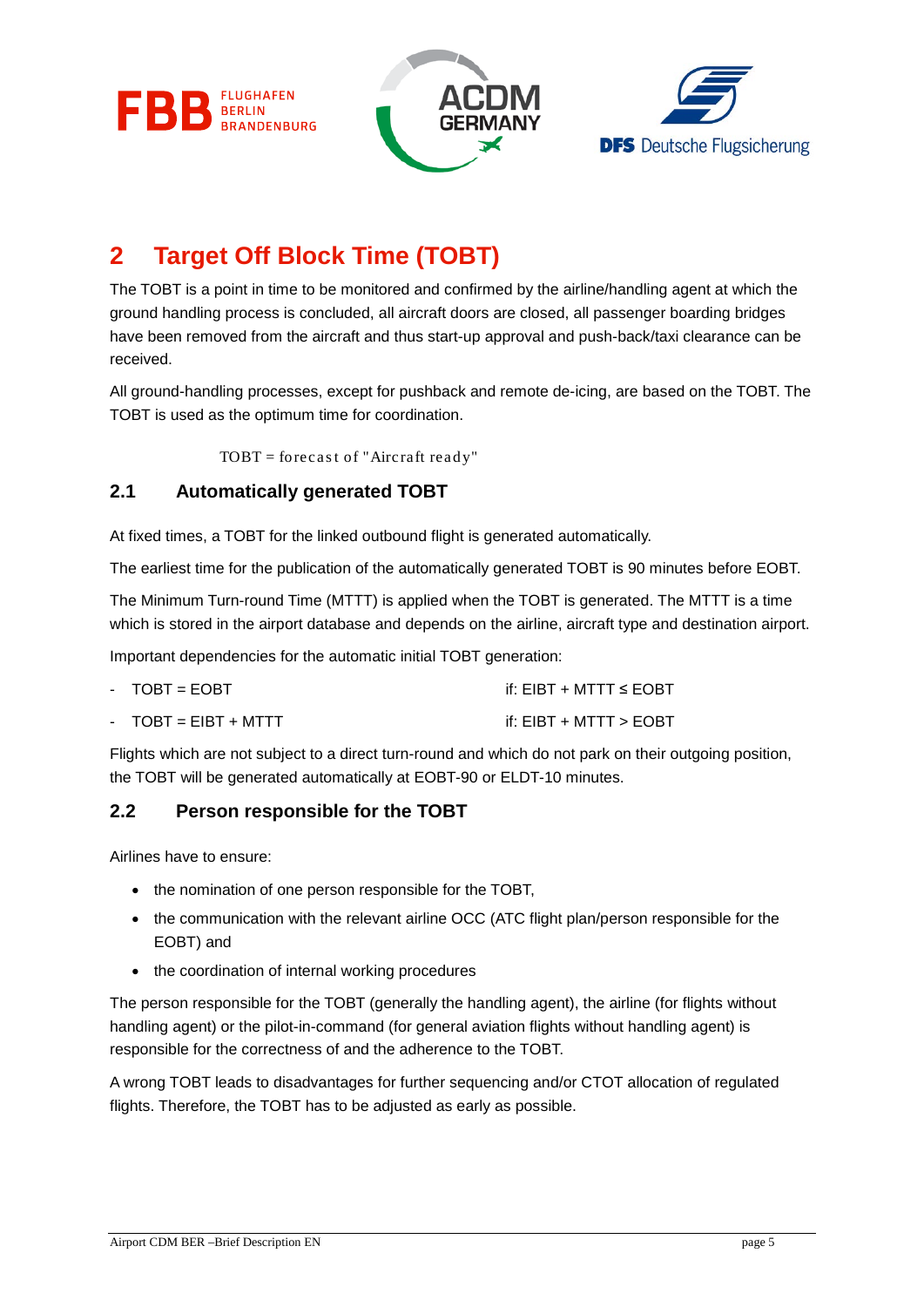# 2 Target Off Block Time (TOBT)

The TOBT is a point in time to be monitored and confirmed by the airline/handling agent at which the ground handling process is concluded, all aircraft doors are closed, all passenger boarding bridges have been removed from the aircraft and thus start-up approval and push-back/taxi clearance can be received.

All ground-handling processes, except for pushback and remote de-icing, are based on the TOBT. The TOBT is used as the optimum time for coordination.

TOBT = forecast of "Aircraft ready"

## 2.1 Automatically generated TOBT

At fixed times, a TOBT for the linked outbound flight is generated automatically.

The earliest time for the publication of the automatically generated TOBT is 90 minutes before EOBT.

The Minimum Turn-round Time (MTTT) is applied when the TOBT is generated. The MTTT is a time which is stored in the airport database and depends on the airline, aircraft type and destination airport.

Important dependencies for the automatic initial TOBT generation:

- TOBT = EOBT if: EIBT + MTTT ≤ EOBT
- TOBT = EIBT + MTTT if: EIBT + MTTT > EOBT

Flights which are not subject to a direct turn-round and which do not park on their outgoing position, the TOBT will be generated automatically at EOBT-90 or ELDT-10 minutes.

## 2.2 Person responsible for the TOBT

Airlines have to ensure:

- the nomination of one person responsible for the TOBT,
- the communication with the relevant airline OCC (ATC flight plan/person responsible for the EOBT) and
- the coordination of internal working procedures

The person responsible for the TOBT (generally the handling agent), the airline (for flights without handling agent) or the pilot-in-command (for general aviation flights without handling agent) is responsible for the correctness of and the adherence to the TOBT.

A wrong TOBT leads to disadvantages for further sequencing and/or CTOT allocation of regulated flights. Therefore, the TOBT has to be adjusted as early as possible.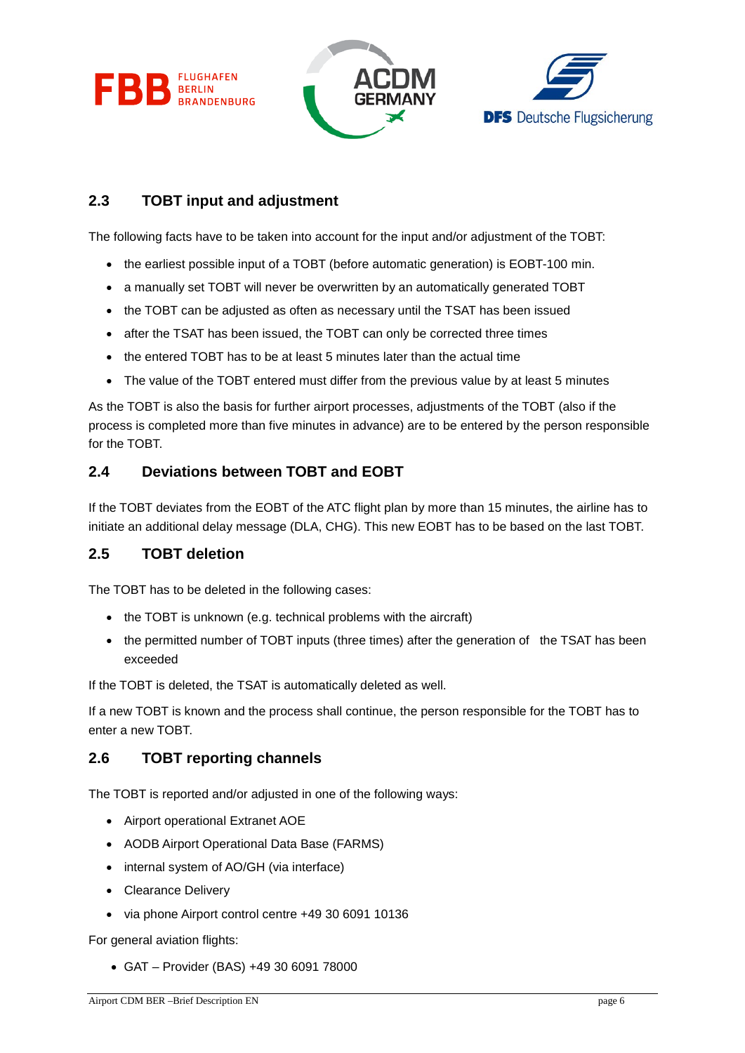## 2.3 TOBT input and adjustment

The following facts have to be taken into account for the input and/or adjustment of the TOBT:

- the earliest possible input of a TOBT (before automatic generation) is EOBT-100 min.
- a manually set TOBT will never be overwritten by an automatically generated TOBT
- the TOBT can be adjusted as often as necessary until the TSAT has been issued
- after the TSAT has been issued, the TOBT can only be corrected three times
- the entered TOBT has to be at least 5 minutes later than the actual time
- The value of the TOBT entered must differ from the previous value by at least 5 minutes

As the TOBT is also the basis for further airport processes, adjustments of the TOBT (also if the process is completed more than five minutes in advance) are to be entered by the person responsible for the TOBT.

## 2.4 Deviations between TOBT and EOBT

If the TOBT deviates from the EOBT of the ATC flight plan by more than 15 minutes, the airline has to initiate an additional delay message (DLA, CHG). This new EOBT has to be based on the last TOBT.

## 2.5 TOBT deletion

The TOBT has to be deleted in the following cases:

- the TOBT is unknown (e.g. technical problems with the aircraft)
- the permitted number of TOBT inputs (three times) after the generation of the TSAT has been exceeded

If the TOBT is deleted, the TSAT is automatically deleted as well.

If a new TOBT is known and the process shall continue, the person responsible for the TOBT has to enter a new TOBT.

## 2.6 TOBT reporting channels

The TOBT is reported and/or adjusted in one of the following ways:

- Airport operational Extranet AOE
- AODB Airport Operational Data Base (FARMS)
- internal system of AO/GH (via interface)
- Clearance Delivery
- via phone Airport control centre +49 30 6091 10136

For general aviation flights:

- GAT – Provider (BAS) +49 30 6091 78000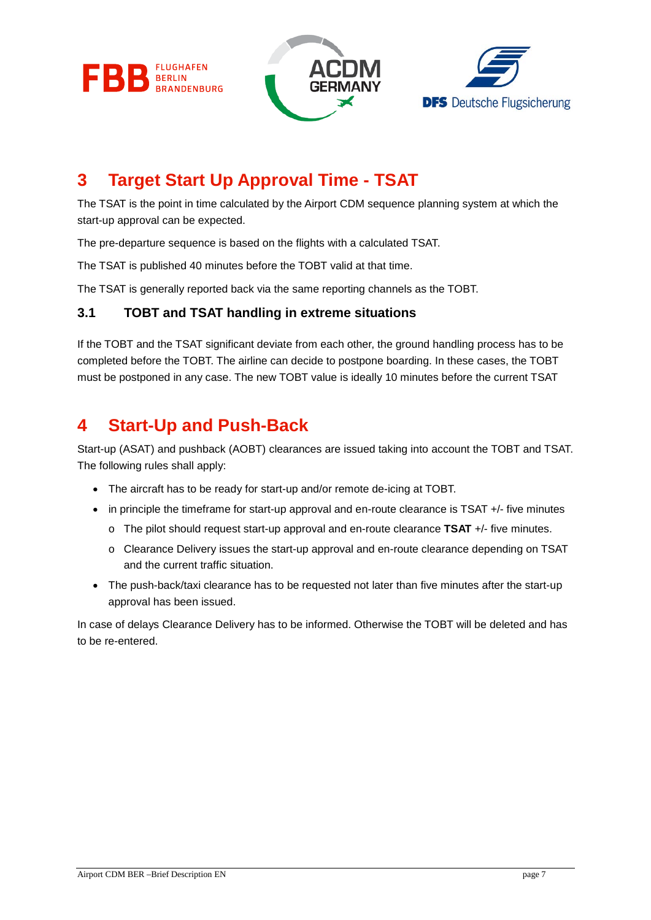# 3 Target Start Up Approval Time - TSAT

The TSAT is the point in time calculated by the Airport CDM sequence planning system at which the start-up approval can be expected.

The pre-departure sequence is based on the flights with a calculated TSAT.

The TSAT is published 40 minutes before the TOBT valid at that time.

The TSAT is generally reported back via the same reporting channels as the TOBT.

## 3.1 TOBT and TSAT handling in extreme situations

If the TOBT and the TSAT significant deviate from each other, the ground handling process has to be completed before the TOBT. The airline can decide to postpone boarding. In these cases, the TOBT must be postponed in any case. The new TOBT value is ideally 10 minutes before the current TSAT

# 4 Start-Up and Push-Back

Start-up (ASAT) and pushback (AOBT) clearances are issued taking into account the TOBT and TSAT. The following rules shall apply:

- The aircraft has to be ready for start-up and/or remote de-icing at TOBT.
- in principle the timeframe for start-up approval and en-route clearance is TSAT +/- five minutes
  - The pilot should request start-up approval and en-route clearance **TSAT** +/- five minutes.
  - Clearance Delivery issues the start-up approval and en-route clearance depending on TSAT and the current traffic situation.
- The push-back/taxi clearance has to be requested not later than five minutes after the start-up approval has been issued.

In case of delays Clearance Delivery has to be informed. Otherwise the TOBT will be deleted and has to be re-entered.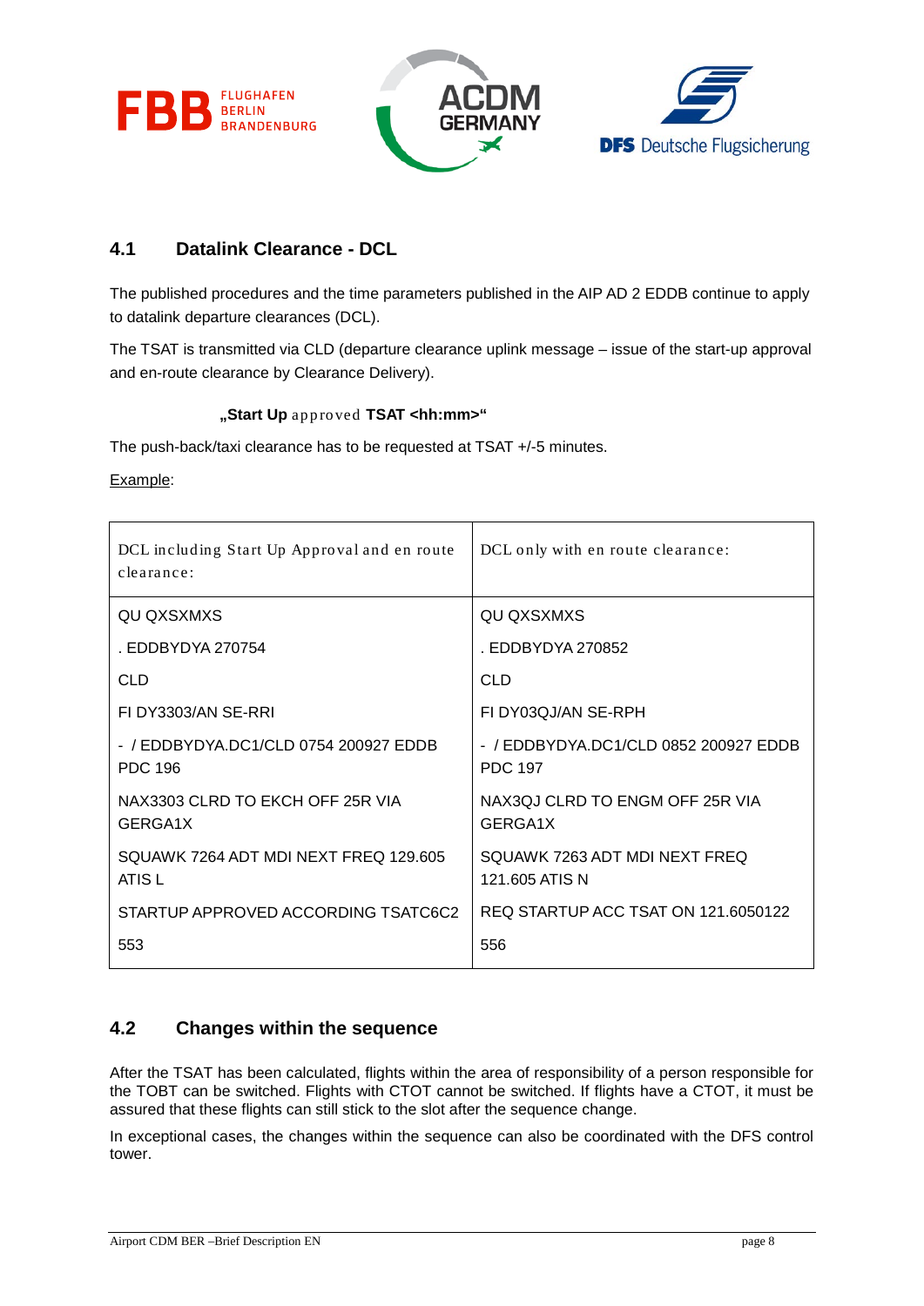## 4.1 Datalink Clearance - DCL

The published procedures and the time parameters published in the AIP AD 2 EDDB continue to apply to datalink departure clearances (DCL).

The TSAT is transmitted via CLD (departure clearance uplink message – issue of the start-up approval and en-route clearance by Clearance Delivery).

„**Start Up** approved **TSAT <hh:mm>**"

The push-back/taxi clearance has to be requested at TSAT +/-5 minutes.

Example:

| DCL including Start Up Approval and en route clearance: | DCL only with en route clearance: |
|---|---|
| QU QXSXMXS | QU QXSXMXS |
| . EDDBYDYA 270754 | . EDDBYDYA 270852 |
| CLD | CLD |
| FI DY3303/AN SE-RRI | FI DY03QJ/AN SE-RPH |
| - / EDDBYDYA.DC1/CLD 0754 200927 EDDB PDC 196 | - / EDDBYDYA.DC1/CLD 0852 200927 EDDB PDC 197 |
| NAX3303 CLRD TO EKCH OFF 25R VIA GERGA1X | NAX3QJ CLRD TO ENGM OFF 25R VIA GERGA1X |
| SQUAWK 7264 ADT MDI NEXT FREQ 129.605 ATIS L | SQUAWK 7263 ADT MDI NEXT FREQ 121.605 ATIS N |
| STARTUP APPROVED ACCORDING TSATC6C2 | REQ STARTUP ACC TSAT ON 121.6050122 |
| 553 | 556 |

## 4.2 Changes within the sequence

After the TSAT has been calculated, flights within the area of responsibility of a person responsible for the TOBT can be switched. Flights with CTOT cannot be switched. If flights have a CTOT, it must be assured that these flights can still stick to the slot after the sequence change.

In exceptional cases, the changes within the sequence can also be coordinated with the DFS control tower.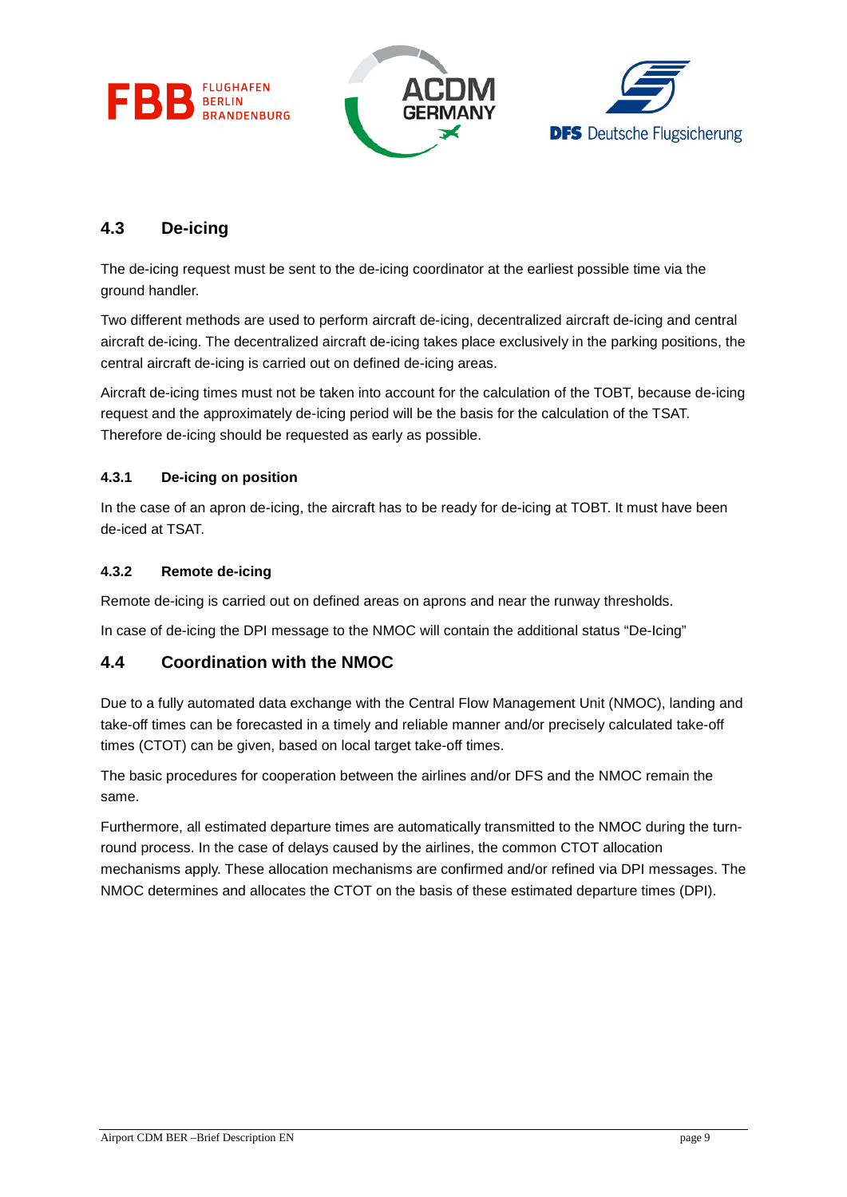## 4.3 De-icing

The de-icing request must be sent to the de-icing coordinator at the earliest possible time via the ground handler.

Two different methods are used to perform aircraft de-icing, decentralized aircraft de-icing and central aircraft de-icing. The decentralized aircraft de-icing takes place exclusively in the parking positions, the central aircraft de-icing is carried out on defined de-icing areas.

Aircraft de-icing times must not be taken into account for the calculation of the TOBT, because de-icing request and the approximately de-icing period will be the basis for the calculation of the TSAT. Therefore de-icing should be requested as early as possible.

### 4.3.1 De-icing on position

In the case of an apron de-icing, the aircraft has to be ready for de-icing at TOBT. It must have been de-iced at TSAT.

### 4.3.2 Remote de-icing

Remote de-icing is carried out on defined areas on aprons and near the runway thresholds.

In case of de-icing the DPI message to the NMOC will contain the additional status "De-Icing"

## 4.4 Coordination with the NMOC

Due to a fully automated data exchange with the Central Flow Management Unit (NMOC), landing and take-off times can be forecasted in a timely and reliable manner and/or precisely calculated take-off times (CTOT) can be given, based on local target take-off times.

The basic procedures for cooperation between the airlines and/or DFS and the NMOC remain the same.

Furthermore, all estimated departure times are automatically transmitted to the NMOC during the turn-round process. In the case of delays caused by the airlines, the common CTOT allocation mechanisms apply. These allocation mechanisms are confirmed and/or refined via DPI messages. The NMOC determines and allocates the CTOT on the basis of these estimated departure times (DPI).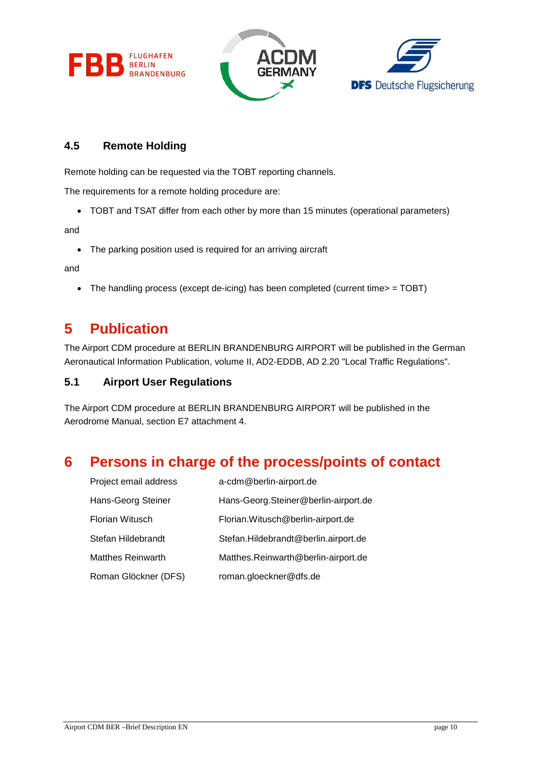### 4.5 Remote Holding

Remote holding can be requested via the TOBT reporting channels.

The requirements for a remote holding procedure are:

- TOBT and TSAT differ from each other by more than 15 minutes (operational parameters)

and

- The parking position used is required for an arriving aircraft

and

- The handling process (except de-icing) has been completed (current time> = TOBT)

# 5 Publication

The Airport CDM procedure at BERLIN BRANDENBURG AIRPORT will be published in the German Aeronautical Information Publication, volume II, AD2-EDDB, AD 2.20 "Local Traffic Regulations".

### 5.1 Airport User Regulations

The Airport CDM procedure at BERLIN BRANDENBURG AIRPORT will be published in the Aerodrome Manual, section E7 attachment 4.

# 6 Persons in charge of the process/points of contact

| | |
|---|---|
| Project email address | a-cdm@berlin-airport.de |
| Hans-Georg Steiner | Hans-Georg.Steiner@berlin-airport.de |
| Florian Witusch | Florian.Witusch@berlin-airport.de |
| Stefan Hildebrandt | Stefan.Hildebrandt@berlin.airport.de |
| Matthes Reinwarth | Matthes.Reinwarth@berlin-airport.de |
| Roman Glöckner (DFS) | roman.gloeckner@dfs.de |